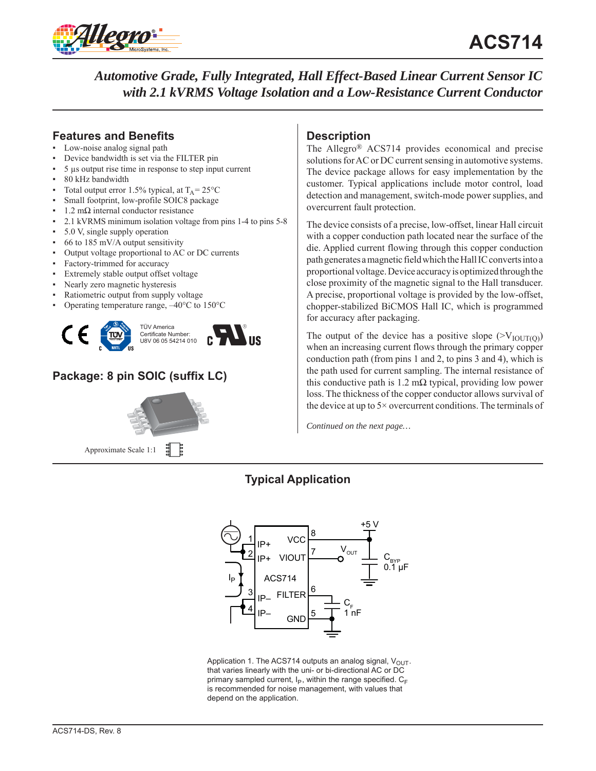# ACS714

## *Automotive Grade, Fully Integrated, Hall Effect-Based Linear Current Sensor IC with 2.1 kVRMS Voltage Isolation and a Low-Resistance Current Conductor*

## Features and Benefits

- Low-noise analog signal path
- Device bandwidth is set via the FILTER pin
- 5 µs output rise time in response to step input current
- 80 kHz bandwidth
- Total output error 1.5% typical, at $T_A = 25°C$
- Small footprint, low-profile SOIC8 package
- 1.2 mΩ internal conductor resistance
- 2.1 kVRMS minimum isolation voltage from pins 1-4 to pins 5-8
- 5.0 V, single supply operation
- 66 to 185 mV/A output sensitivity
- Output voltage proportional to AC or DC currents
- Factory-trimmed for accuracy
- Extremely stable output offset voltage
- Nearly zero magnetic hysteresis
- Ratiometric output from supply voltage
- Operating temperature range, –40°C to 150°C

TÜV America
Certificate Number:
U8V 06 05 54214 010

## Package: 8 pin SOIC (suffix LC)

Approximate Scale 1:1

## Description

The Allegro® ACS714 provides economical and precise solutions for AC or DC current sensing in automotive systems. The device package allows for easy implementation by the customer. Typical applications include motor control, load detection and management, switch-mode power supplies, and overcurrent fault protection.

The device consists of a precise, low-offset, linear Hall circuit with a copper conduction path located near the surface of the die. Applied current flowing through this copper conduction path generates a magnetic field which the Hall IC converts into a proportional voltage. Device accuracy is optimized through the close proximity of the magnetic signal to the Hall transducer. A precise, proportional voltage is provided by the low-offset, chopper-stabilized BiCMOS Hall IC, which is programmed for accuracy after packaging.

The output of the device has a positive slope ($>V_{IOUT(Q)}$) when an increasing current flows through the primary copper conduction path (from pins 1 and 2, to pins 3 and 4), which is the path used for current sampling. The internal resistance of this conductive path is 1.2 mΩ typical, providing low power loss. The thickness of the copper conductor allows survival of the device at up to 5× overcurrent conditions. The terminals of

*Continued on the next page…*

## Typical Application

Application 1. The ACS714 outputs an analog signal, $V_{OUT}$. that varies linearly with the uni- or bi-directional AC or DC primary sampled current, $I_P$, within the range specified. $C_F$ is recommended for noise management, with values that depend on the application.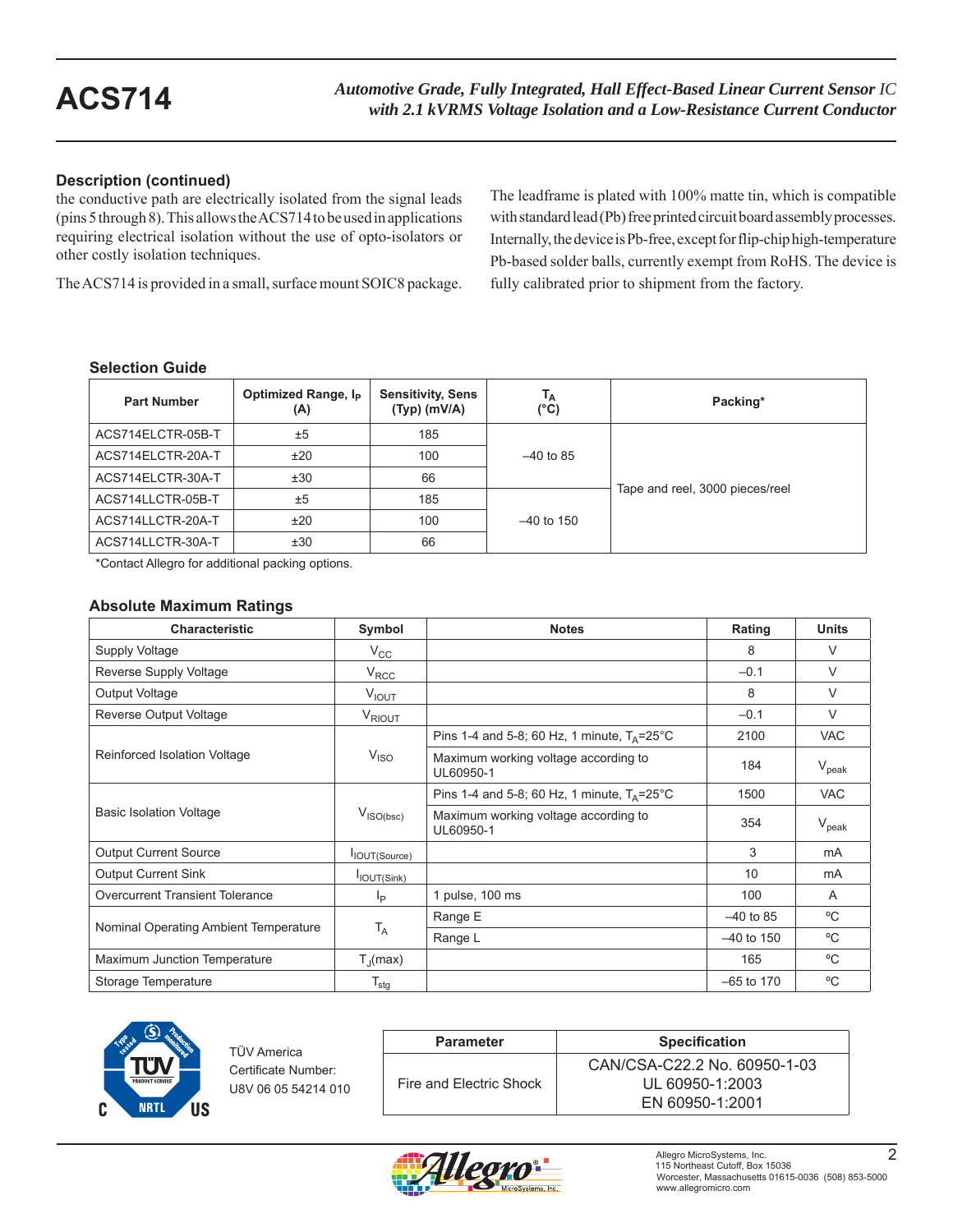## Description (continued)

the conductive path are electrically isolated from the signal leads (pins 5 through 8). This allows the ACS714 to be used in applications requiring electrical isolation without the use of opto-isolators or other costly isolation techniques.

The ACS714 is provided in a small, surface mount SOIC8 package. The leadframe is plated with 100% matte tin, which is compatible with standard lead (Pb) free printed circuit board assembly processes. Internally, the device is Pb-free, except for flip-chip high-temperature Pb-based solder balls, currently exempt from RoHS. The device is fully calibrated prior to shipment from the factory.

### Selection Guide

| Part Number | Optimized Range, $I_P$ (A) | Sensitivity, Sens (Typ) (mV/A) | $T_A$ (°C) | Packing* |
|---|---|---|---|---|
| ACS714ELCTR-05B-T | ±5 | 185 | –40 to 85 | Tape and reel, 3000 pieces/reel |
| ACS714ELCTR-20A-T | ±20 | 100 | | |
| ACS714ELCTR-30A-T | ±30 | 66 | | |
| ACS714LLCTR-05B-T | ±5 | 185 | –40 to 150 | |
| ACS714LLCTR-20A-T | ±20 | 100 | | |
| ACS714LLCTR-30A-T | ±30 | 66 | | |

*Contact Allegro for additional packing options.

### Absolute Maximum Ratings

| Characteristic | Symbol | Notes | Rating | Units |
|---|---|---|---|---|
| Supply Voltage | $V_{CC}$ | | 8 | V |
| Reverse Supply Voltage | $V_{RCC}$ | | –0.1 | V |
| Output Voltage | $V_{IOUT}$ | | 8 | V |
| Reverse Output Voltage | $V_{RIOUT}$ | | –0.1 | V |
| Reinforced Isolation Voltage | $V_{ISO}$ | Pins 1-4 and 5-8; 60 Hz, 1 minute, $T_A$=25°C | 2100 | VAC |
| | | Maximum working voltage according to UL60950-1 | 184 | $V_{peak}$ |
| Basic Isolation Voltage | $V_{ISO(bsc)}$ | Pins 1-4 and 5-8; 60 Hz, 1 minute, $T_A$=25°C | 1500 | VAC |
| | | Maximum working voltage according to UL60950-1 | 354 | $V_{peak}$ |
| Output Current Source | $I_{IOUT(Source)}$ | | 3 | mA |
| Output Current Sink | $I_{IOUT(Sink)}$ | | 10 | mA |
| Overcurrent Transient Tolerance | $I_P$ | 1 pulse, 100 ms | 100 | A |
| Nominal Operating Ambient Temperature | $T_A$ | Range E | –40 to 85 | ºC |
| | | Range L | –40 to 150 | ºC |
| Maximum Junction Temperature | $T_J$(max) | | 165 | ºC |
| Storage Temperature | $T_{stg}$ | | –65 to 170 | ºC |

TÜV America
Certificate Number:
U8V 06 05 54214 010

| Parameter | Specification |
|---|---|
| Fire and Electric Shock | CAN/CSA-C22.2 No. 60950-1-03<br>UL 60950-1:2003<br>EN 60950-1:2001 |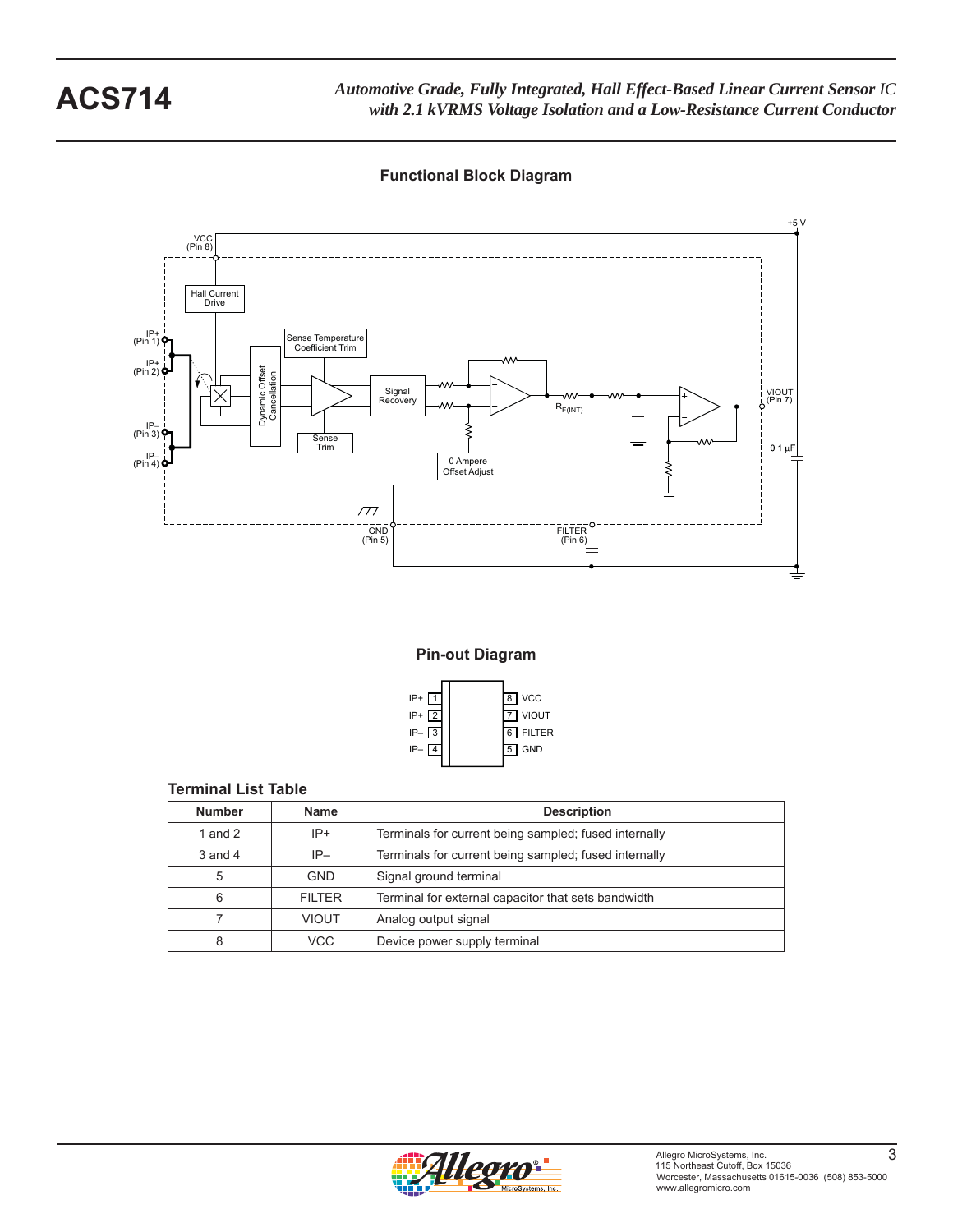## Functional Block Diagram

VCC (Pin 8)

+5 V

Hall Current Drive

IP+ (Pin 1)

IP+ (Pin 2)

IP– (Pin 3)

IP– (Pin 4)

Dynamic Offset Cancellation

Sense Temperature Coefficient Trim

Signal Recovery

Sense Trim

0 Ampere Offset Adjust

$R_{F(INT)}$

VIOUT (Pin 7)

0.1 µF

GND (Pin 5)

FILTER (Pin 6)

## Pin-out Diagram

| | | | |
|---|---|---|---|
| IP+ | 1 | 8 | VCC |
| IP+ | 2 | 7 | VIOUT |
| IP– | 3 | 6 | FILTER |
| IP– | 4 | 5 | GND |

## Terminal List Table

| Number | Name | Description |
|---|---|---|
| 1 and 2 | IP+ | Terminals for current being sampled; fused internally |
| 3 and 4 | IP– | Terminals for current being sampled; fused internally |
| 5 | GND | Signal ground terminal |
| 6 | FILTER | Terminal for external capacitor that sets bandwidth |
| 7 | VIOUT | Analog output signal |
| 8 | VCC | Device power supply terminal |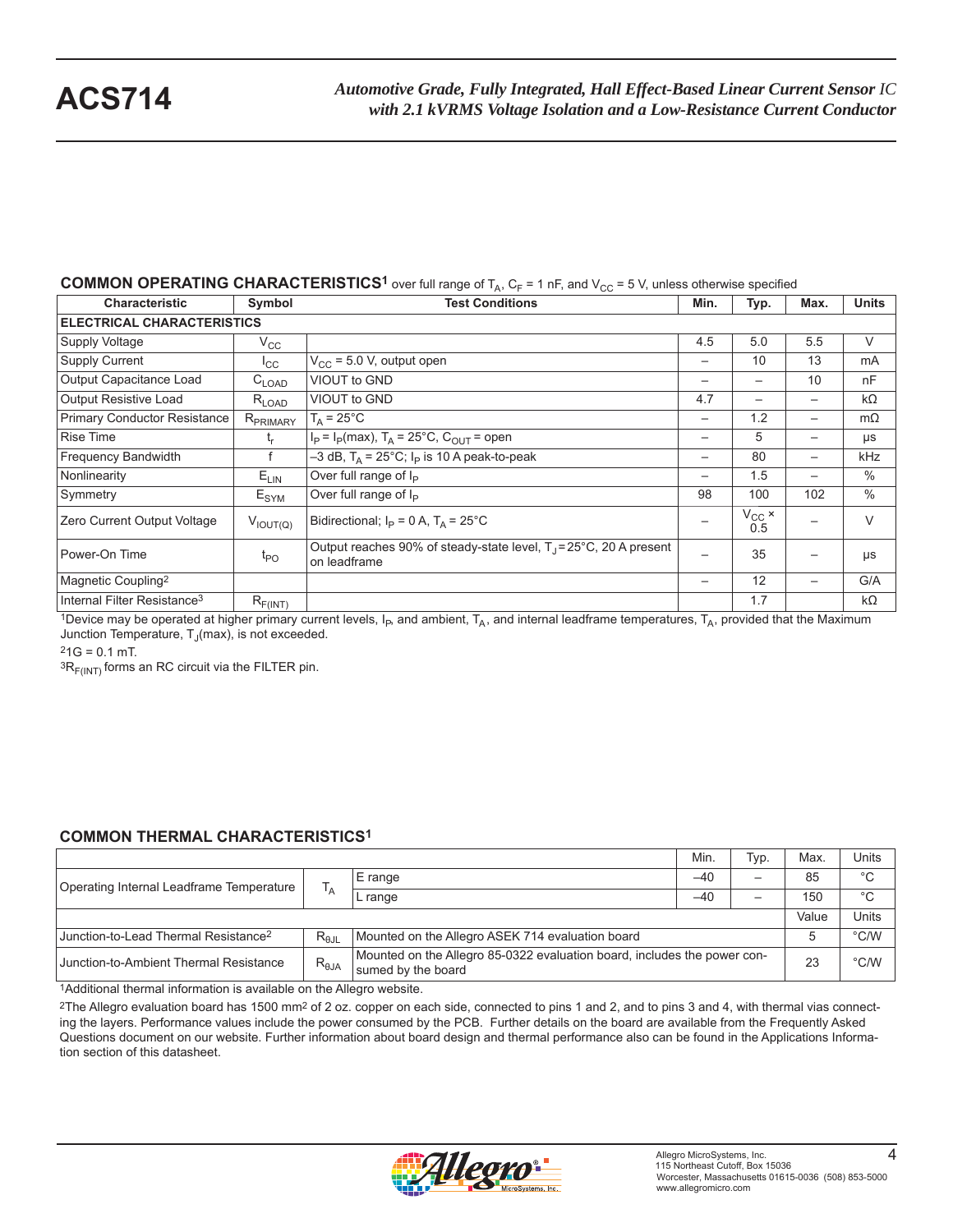## COMMON OPERATING CHARACTERISTICS[1] over full range of $T_A$, $C_F$ = 1 nF, and $V_{CC}$ = 5 V, unless otherwise specified

| Characteristic | Symbol | Test Conditions | Min. | Typ. | Max. | Units |
|---|---|---|---|---|---|---|
| **ELECTRICAL CHARACTERISTICS** | | | | | | |
| Supply Voltage | $V_{CC}$ | | 4.5 | 5.0 | 5.5 | V |
| Supply Current | $I_{CC}$ | $V_{CC}$ = 5.0 V, output open | – | 10 | 13 | mA |
| Output Capacitance Load | $C_{LOAD}$ | VIOUT to GND | – | – | 10 | nF |
| Output Resistive Load | $R_{LOAD}$ | VIOUT to GND | 4.7 | – | – | kΩ |
| Primary Conductor Resistance | $R_{PRIMARY}$ | $T_A$ = 25°C | – | 1.2 | – | mΩ |
| Rise Time | $t_r$ | $I_P = I_P$(max), $T_A$ = 25°C, $C_{OUT}$ = open | – | 5 | – | μs |
| Frequency Bandwidth | f | –3 dB, $T_A$ = 25°C; $I_P$ is 10 A peak-to-peak | – | 80 | – | kHz |
| Nonlinearity | $E_{LIN}$ | Over full range of $I_P$ | – | 1.5 | – | % |
| Symmetry | $E_{SYM}$ | Over full range of $I_P$ | 98 | 100 | 102 | % |
| Zero Current Output Voltage | $V_{IOUT(Q)}$ | Bidirectional; $I_P$ = 0 A, $T_A$ = 25°C | – | $V_{CC}$ × 0.5 | – | V |
| Power-On Time | $t_{PO}$ | Output reaches 90% of steady-state level, $T_J$ = 25°C, 20 A present on leadframe | – | 35 | – | μs |
| Magnetic Coupling[2] | | | – | 12 | – | G/A |
| Internal Filter Resistance[3] | $R_{F(INT)}$ | | | 1.7 | | kΩ |

[1]Device may be operated at higher primary current levels, $I_P$, and ambient, $T_A$, and internal leadframe temperatures, $T_A$, provided that the Maximum Junction Temperature, $T_J$(max), is not exceeded.

[2]1G = 0.1 mT.

[3]$R_{F(INT)}$ forms an RC circuit via the FILTER pin.

## COMMON THERMAL CHARACTERISTICS[1]

| | | | Min. | Typ. | Max. | Units |
|---|---|---|---|---|---|---|
| Operating Internal Leadframe Temperature | $T_A$ | E range | –40 | – | 85 | °C |
| | | L range | –40 | – | 150 | °C |
| | | | | | Value | Units |
| Junction-to-Lead Thermal Resistance[2] | $R_{\theta JL}$ | Mounted on the Allegro ASEK 714 evaluation board | | | 5 | °C/W |
| Junction-to-Ambient Thermal Resistance | $R_{\theta JA}$ | Mounted on the Allegro 85-0322 evaluation board, includes the power consumed by the board | | | 23 | °C/W |

[1]Additional thermal information is available on the Allegro website.

[2]The Allegro evaluation board has 1500 mm² of 2 oz. copper on each side, connected to pins 1 and 2, and to pins 3 and 4, with thermal vias connecting the layers. Performance values include the power consumed by the PCB. Further details on the board are available from the Frequently Asked Questions document on our website. Further information about board design and thermal performance also can be found in the Applications Information section of this datasheet.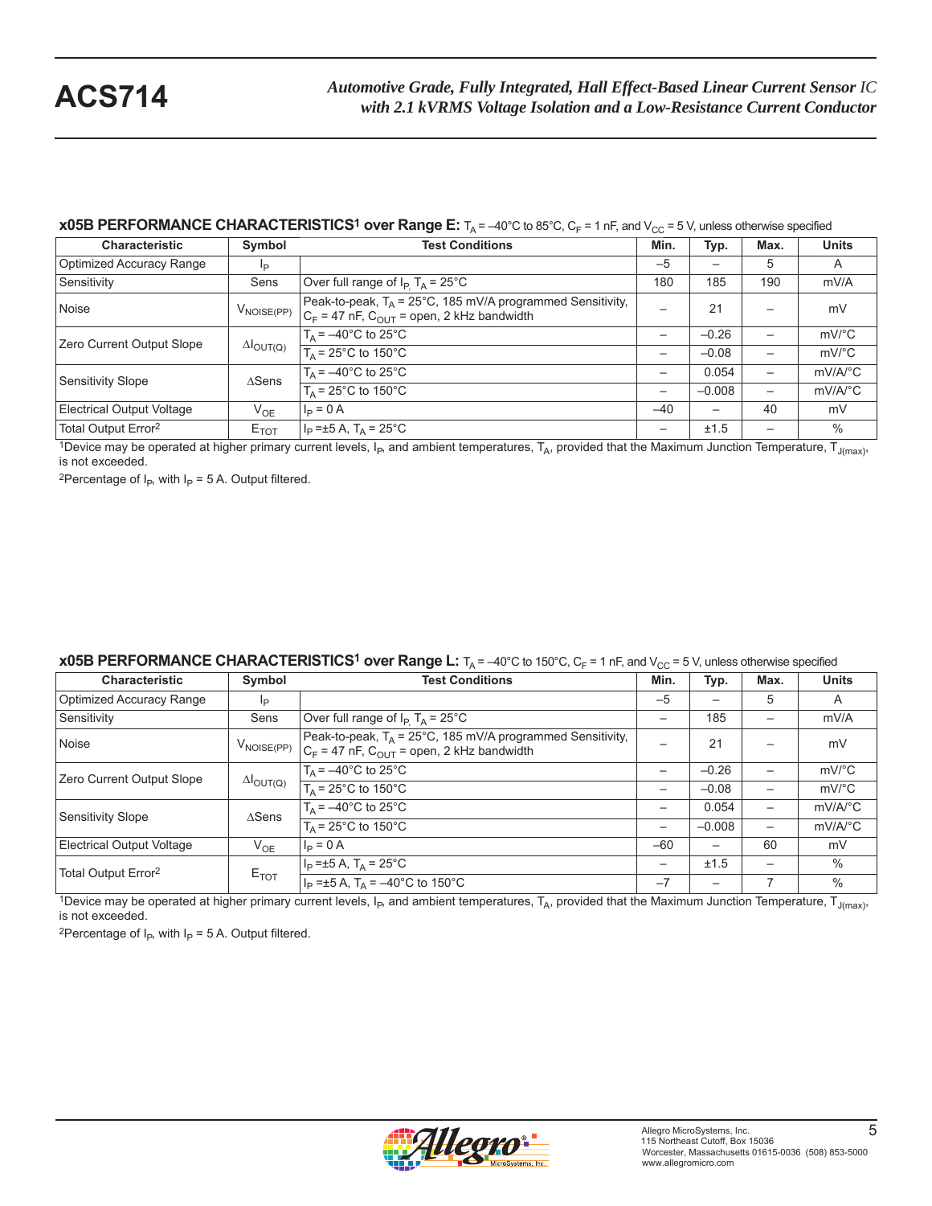### x05B PERFORMANCE CHARACTERISTICS[1] over Range E: $T_A$ = –40°C to 85°C, $C_F$ = 1 nF, and $V_{CC}$ = 5 V, unless otherwise specified

| Characteristic | Symbol | Test Conditions | Min. | Typ. | Max. | Units |
|---|---|---|---|---|---|---|
| Optimized Accuracy Range | $I_P$ | | –5 | – | 5 | A |
| Sensitivity | Sens | Over full range of $I_P$, $T_A$ = 25°C | 180 | 185 | 190 | mV/A |
| Noise | $V_{NOISE(PP)}$ | Peak-to-peak, $T_A$ = 25°C, 185 mV/A programmed Sensitivity, $C_F$ = 47 nF, $C_{OUT}$ = open, 2 kHz bandwidth | – | 21 | – | mV |
| Zero Current Output Slope | $\Delta I_{OUT(Q)}$ | $T_A$ = –40°C to 25°C | – | –0.26 | – | mV/°C |
| | | $T_A$ = 25°C to 150°C | – | –0.08 | – | mV/°C |
| Sensitivity Slope | ΔSens | $T_A$ = –40°C to 25°C | – | 0.054 | – | mV/A/°C |
| | | $T_A$ = 25°C to 150°C | – | –0.008 | – | mV/A/°C |
| Electrical Output Voltage | $V_{OE}$ | $I_P$ = 0 A | –40 | – | 40 | mV |
| Total Output Error[2] | $E_{TOT}$ | $I_P$ =±5 A, $T_A$ = 25°C | – | ±1.5 | – | % |

[1]Device may be operated at higher primary current levels, $I_P$, and ambient temperatures, $T_A$, provided that the Maximum Junction Temperature, $T_{J(max)}$, is not exceeded.

[2]Percentage of $I_P$, with $I_P$ = 5 A. Output filtered.

### x05B PERFORMANCE CHARACTERISTICS[1] over Range L: $T_A$ = –40°C to 150°C, $C_F$ = 1 nF, and $V_{CC}$ = 5 V, unless otherwise specified

| Characteristic | Symbol | Test Conditions | Min. | Typ. | Max. | Units |
|---|---|---|---|---|---|---|
| Optimized Accuracy Range | $I_P$ | | –5 | – | 5 | A |
| Sensitivity | Sens | Over full range of $I_P$, $T_A$ = 25°C | – | 185 | – | mV/A |
| Noise | $V_{NOISE(PP)}$ | Peak-to-peak, $T_A$ = 25°C, 185 mV/A programmed Sensitivity, $C_F$ = 47 nF, $C_{OUT}$ = open, 2 kHz bandwidth | – | 21 | – | mV |
| Zero Current Output Slope | $\Delta I_{OUT(Q)}$ | $T_A$ = –40°C to 25°C | – | –0.26 | – | mV/°C |
| | | $T_A$ = 25°C to 150°C | – | –0.08 | – | mV/°C |
| Sensitivity Slope | ΔSens | $T_A$ = –40°C to 25°C | – | 0.054 | – | mV/A/°C |
| | | $T_A$ = 25°C to 150°C | – | –0.008 | – | mV/A/°C |
| Electrical Output Voltage | $V_{OE}$ | $I_P$ = 0 A | –60 | – | 60 | mV |
| Total Output Error[2] | $E_{TOT}$ | $I_P$ =±5 A, $T_A$ = 25°C | – | ±1.5 | – | % |
| | | $I_P$ =±5 A, $T_A$ = –40°C to 150°C | –7 | – | 7 | % |

[1]Device may be operated at higher primary current levels, $I_P$, and ambient temperatures, $T_A$, provided that the Maximum Junction Temperature, $T_{J(max)}$, is not exceeded.

[2]Percentage of $I_P$, with $I_P$ = 5 A. Output filtered.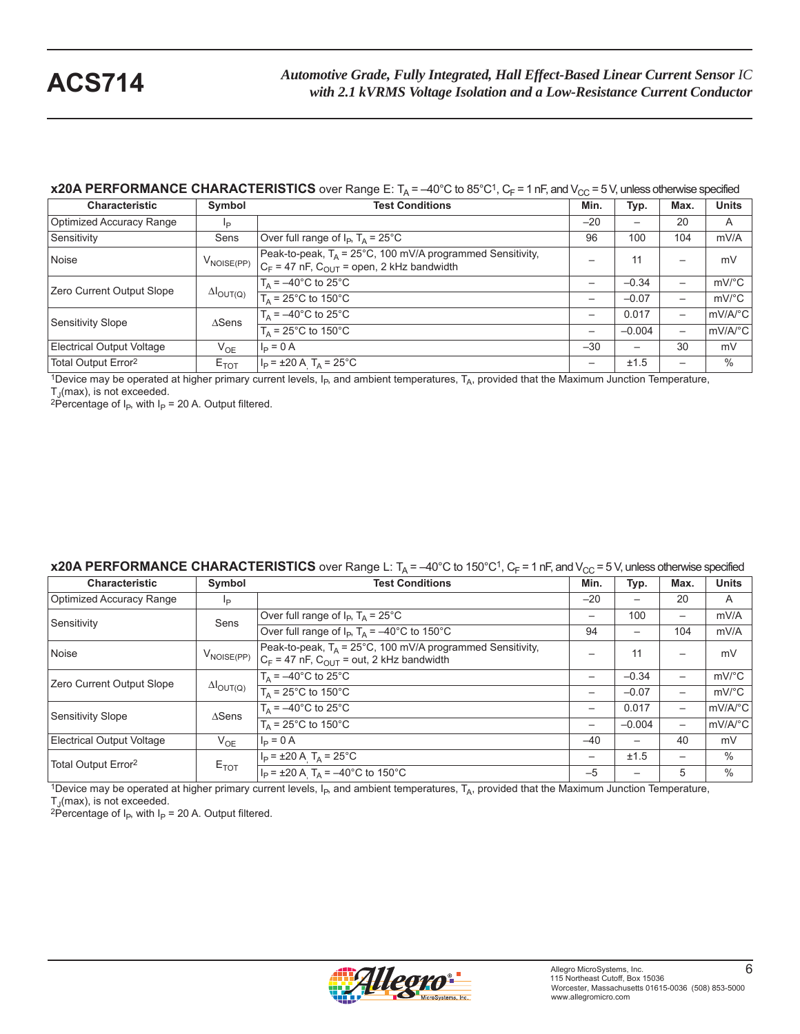**x20A PERFORMANCE CHARACTERISTICS** over Range E: $T_A$ = –40°C to 85°C[1], $C_F$ = 1 nF, and $V_{CC}$ = 5 V, unless otherwise specified

| Characteristic | Symbol | Test Conditions | Min. | Typ. | Max. | Units |
|---|---|---|---|---|---|---|
| Optimized Accuracy Range | $I_P$ | | –20 | – | 20 | A |
| Sensitivity | Sens | Over full range of $I_P$, $T_A$ = 25°C | 96 | 100 | 104 | mV/A |
| Noise | $V_{NOISE(PP)}$ | Peak-to-peak, $T_A$ = 25°C, 100 mV/A programmed Sensitivity, $C_F$ = 47 nF, $C_{OUT}$ = open, 2 kHz bandwidth | – | 11 | – | mV |
| Zero Current Output Slope | $\Delta I_{OUT(Q)}$ | $T_A$ = –40°C to 25°C | – | –0.34 | – | mV/°C |
| | | $T_A$ = 25°C to 150°C | – | –0.07 | – | mV/°C |
| Sensitivity Slope | ΔSens | $T_A$ = –40°C to 25°C | – | 0.017 | – | mV/A/°C |
| | | $T_A$ = 25°C to 150°C | – | –0.004 | – | mV/A/°C |
| Electrical Output Voltage | $V_{OE}$ | $I_P$ = 0 A | –30 | – | 30 | mV |
| Total Output Error[2] | $E_{TOT}$ | $I_P$ = ±20 A, $T_A$ = 25°C | – | ±1.5 | – | % |

[1]Device may be operated at higher primary current levels, $I_P$, and ambient temperatures, $T_A$, provided that the Maximum Junction Temperature, $T_J$(max), is not exceeded.
[2]Percentage of $I_P$, with $I_P$ = 20 A. Output filtered.

**x20A PERFORMANCE CHARACTERISTICS** over Range L: $T_A$ = –40°C to 150°C[1], $C_F$ = 1 nF, and $V_{CC}$ = 5 V, unless otherwise specified

| Characteristic | Symbol | Test Conditions | Min. | Typ. | Max. | Units |
|---|---|---|---|---|---|---|
| Optimized Accuracy Range | $I_P$ | | –20 | – | 20 | A |
| Sensitivity | Sens | Over full range of $I_P$, $T_A$ = 25°C | – | 100 | – | mV/A |
| | | Over full range of $I_P$, $T_A$ = –40°C to 150°C | 94 | – | 104 | mV/A |
| Noise | $V_{NOISE(PP)}$ | Peak-to-peak, $T_A$ = 25°C, 100 mV/A programmed Sensitivity, $C_F$ = 47 nF, $C_{OUT}$ = out, 2 kHz bandwidth | – | 11 | – | mV |
| Zero Current Output Slope | $\Delta I_{OUT(Q)}$ | $T_A$ = –40°C to 25°C | – | –0.34 | – | mV/°C |
| | | $T_A$ = 25°C to 150°C | – | –0.07 | – | mV/°C |
| Sensitivity Slope | ΔSens | $T_A$ = –40°C to 25°C | – | 0.017 | – | mV/A/°C |
| | | $T_A$ = 25°C to 150°C | – | –0.004 | – | mV/A/°C |
| Electrical Output Voltage | $V_{OE}$ | $I_P$ = 0 A | –40 | – | 40 | mV |
| Total Output Error[2] | $E_{TOT}$ | $I_P$ = ±20 A, $T_A$ = 25°C | – | ±1.5 | – | % |
| | | $I_P$ = ±20 A, $T_A$ = –40°C to 150°C | –5 | – | 5 | % |

[1]Device may be operated at higher primary current levels, $I_P$, and ambient temperatures, $T_A$, provided that the Maximum Junction Temperature, $T_J$(max), is not exceeded.
[2]Percentage of $I_P$, with $I_P$ = 20 A. Output filtered.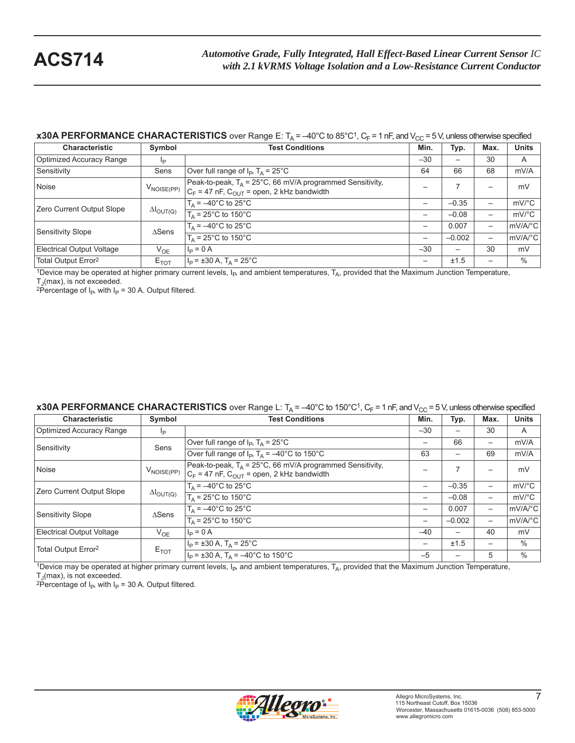**x30A PERFORMANCE CHARACTERISTICS** over Range E: $T_A$ = –40°C to 85°C[1], $C_F$ = 1 nF, and $V_{CC}$ = 5 V, unless otherwise specified

| Characteristic | Symbol | Test Conditions | Min. | Typ. | Max. | Units |
|---|---|---|---|---|---|---|
| Optimized Accuracy Range | $I_P$ | | –30 | – | 30 | A |
| Sensitivity | Sens | Over full range of $I_P$, $T_A$ = 25°C | 64 | 66 | 68 | mV/A |
| Noise | $V_{NOISE(PP)}$ | Peak-to-peak, $T_A$ = 25°C, 66 mV/A programmed Sensitivity, $C_F$ = 47 nF, $C_{OUT}$ = open, 2 kHz bandwidth | – | 7 | – | mV |
| Zero Current Output Slope | $\Delta I_{OUT(Q)}$ | $T_A$ = –40°C to 25°C | – | –0.35 | – | mV/°C |
| | | $T_A$ = 25°C to 150°C | – | –0.08 | – | mV/°C |
| Sensitivity Slope | ΔSens | $T_A$ = –40°C to 25°C | – | 0.007 | – | mV/A/°C |
| | | $T_A$ = 25°C to 150°C | – | –0.002 | – | mV/A/°C |
| Electrical Output Voltage | $V_{OE}$ | $I_P$ = 0 A | –30 | – | 30 | mV |
| Total Output Error[2] | $E_{TOT}$ | $I_P$ = ±30 A, $T_A$ = 25°C | – | ±1.5 | – | % |

[1]Device may be operated at higher primary current levels, $I_P$, and ambient temperatures, $T_A$, provided that the Maximum Junction Temperature, $T_J$(max), is not exceeded.
[2]Percentage of $I_P$, with $I_P$ = 30 A. Output filtered.

**x30A PERFORMANCE CHARACTERISTICS** over Range L: $T_A$ = –40°C to 150°C[1], $C_F$ = 1 nF, and $V_{CC}$ = 5 V, unless otherwise specified

| Characteristic | Symbol | Test Conditions | Min. | Typ. | Max. | Units |
|---|---|---|---|---|---|---|
| Optimized Accuracy Range | $I_P$ | | –30 | – | 30 | A |
| Sensitivity | Sens | Over full range of $I_P$, $T_A$ = 25°C | – | 66 | – | mV/A |
| | | Over full range of $I_P$, $T_A$ = –40°C to 150°C | 63 | – | 69 | mV/A |
| Noise | $V_{NOISE(PP)}$ | Peak-to-peak, $T_A$ = 25°C, 66 mV/A programmed Sensitivity, $C_F$ = 47 nF, $C_{OUT}$ = open, 2 kHz bandwidth | – | 7 | – | mV |
| Zero Current Output Slope | $\Delta I_{OUT(Q)}$ | $T_A$ = –40°C to 25°C | – | –0.35 | – | mV/°C |
| | | $T_A$ = 25°C to 150°C | – | –0.08 | – | mV/°C |
| Sensitivity Slope | ΔSens | $T_A$ = –40°C to 25°C | – | 0.007 | – | mV/A/°C |
| | | $T_A$ = 25°C to 150°C | – | –0.002 | – | mV/A/°C |
| Electrical Output Voltage | $V_{OE}$ | $I_P$ = 0 A | –40 | – | 40 | mV |
| Total Output Error[2] | $E_{TOT}$ | $I_P$ = ±30 A, $T_A$ = 25°C | – | ±1.5 | – | % |
| | | $I_P$ = ±30 A, $T_A$ = –40°C to 150°C | –5 | – | 5 | % |

[1]Device may be operated at higher primary current levels, $I_P$, and ambient temperatures, $T_A$, provided that the Maximum Junction Temperature, $T_J$(max), is not exceeded.
[2]Percentage of $I_P$, with $I_P$ = 30 A. Output filtered.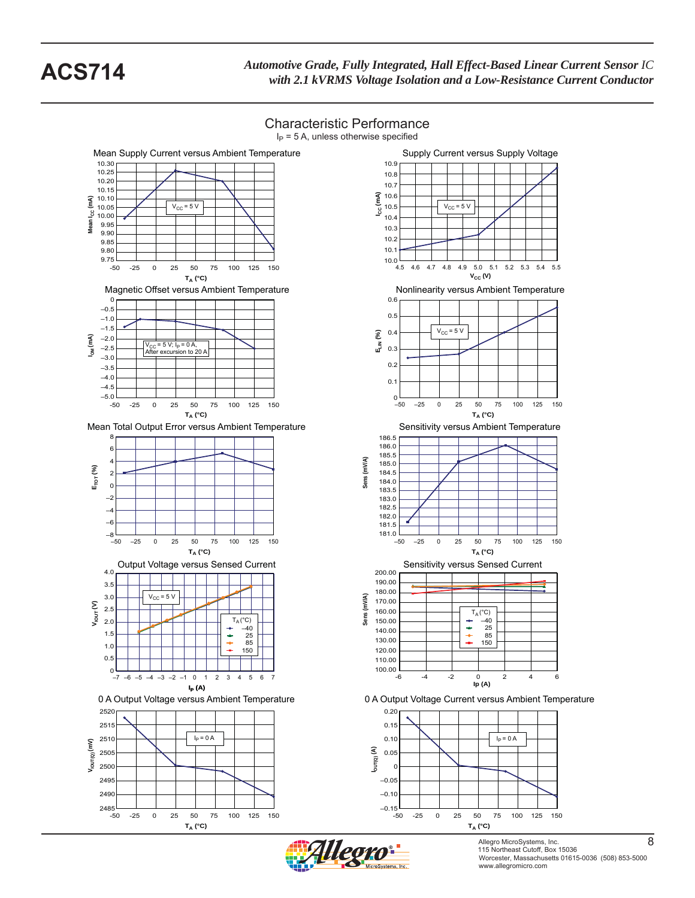## Characteristic Performance

$I_P$ = 5 A, unless otherwise specified

**Mean Supply Current versus Ambient Temperature**

Mean $I_{CC}$ (mA) vs. $T_A$ (°C); $V_{CC}$ = 5 V

**Supply Current versus Supply Voltage**

$I_{CC}$ (mA) vs. $V_{CC}$ (V); $V_{CC}$ = 5 V

**Magnetic Offset versus Ambient Temperature**

$I_{OM}$ (mA) vs. $T_A$ (°C); $V_{CC}$ = 5 V; $I_P$ = 0 A, After excursion to 20 A

**Nonlinearity versus Ambient Temperature**

$E_{LIN}$ (%) vs. $T_A$ (°C); $V_{CC}$ = 5 V

**Mean Total Output Error versus Ambient Temperature**

$E_{TOT}$ (%) vs. $T_A$ (°C)

**Sensitivity versus Ambient Temperature**

Sens (mV/A) vs. $T_A$ (°C)

**Output Voltage versus Sensed Current**

$V_{IOUT}$ (V) vs. $I_P$ (A); $V_{CC}$ = 5 V; $T_A$ (°C): –40, 25, 85, 150

**Sensitivity versus Sensed Current**

Sens (mV/A) vs. Ip (A); $T_A$ (°C): –40, 25, 85, 150

**0 A Output Voltage versus Ambient Temperature**

$V_{IOUT(Q)}$ (mV) vs. $T_A$ (°C); $I_P$ = 0 A

**0 A Output Voltage Current versus Ambient Temperature**

$I_{OUT(Q)}$ (A) vs. $T_A$ (°C); $I_P$ = 0 A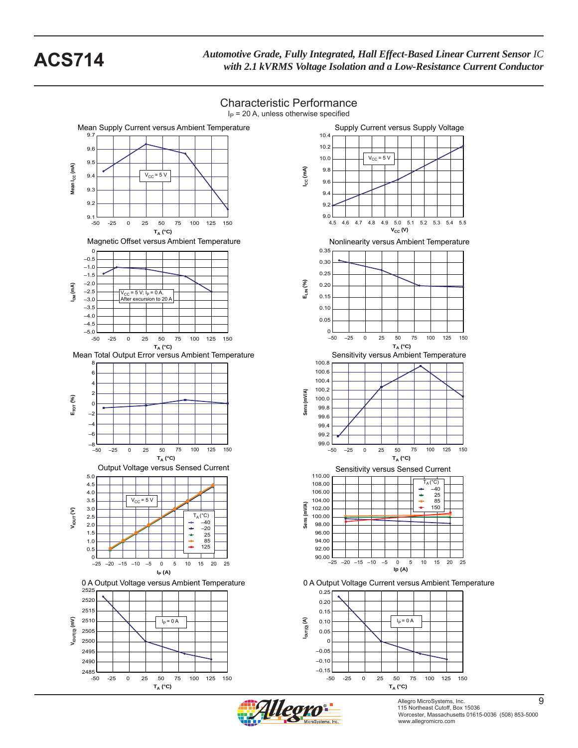## Characteristic Performance

$I_P$ = 20 A, unless otherwise specified

**Mean Supply Current versus Ambient Temperature**

$V_{CC}$ = 5 V

Mean $I_{CC}$ (mA) vs. $T_A$ (°C)

**Supply Current versus Supply Voltage**

$V_{CC}$ = 5 V

$I_{CC}$ (mA) vs. $V_{CC}$ (V)

**Magnetic Offset versus Ambient Temperature**

$V_{CC}$ = 5 V; $I_P$ = 0 A, After excursion to 20 A

$I_{OM}$ (mA) vs. $T_A$ (°C)

**Nonlinearity versus Ambient Temperature**

$E_{LIN}$ (%) vs. $T_A$ (°C)

**Mean Total Output Error versus Ambient Temperature**

$E_{TOT}$ (%) vs. $T_A$ (°C)

**Sensitivity versus Ambient Temperature**

Sens (mV/A) vs. $T_A$ (°C)

**Output Voltage versus Sensed Current**

$V_{CC}$ = 5 V

$T_A$ (°C): –40, –20, 25, 85, 125

$V_{IOUT}$ (V) vs. $I_P$ (A)

**Sensitivity versus Sensed Current**

$T_A$ (°C): –40, 25, 85, 150

Sens (mV/A) vs. Ip (A)

**0 A Output Voltage versus Ambient Temperature**

$I_P$ = 0 A

$V_{IOUT(Q)}$ (mV) vs. $T_A$ (°C)

**0 A Output Voltage Current versus Ambient Temperature**

$I_P$ = 0 A

$I_{OUT(Q)}$ (A) vs. $T_A$ (°C)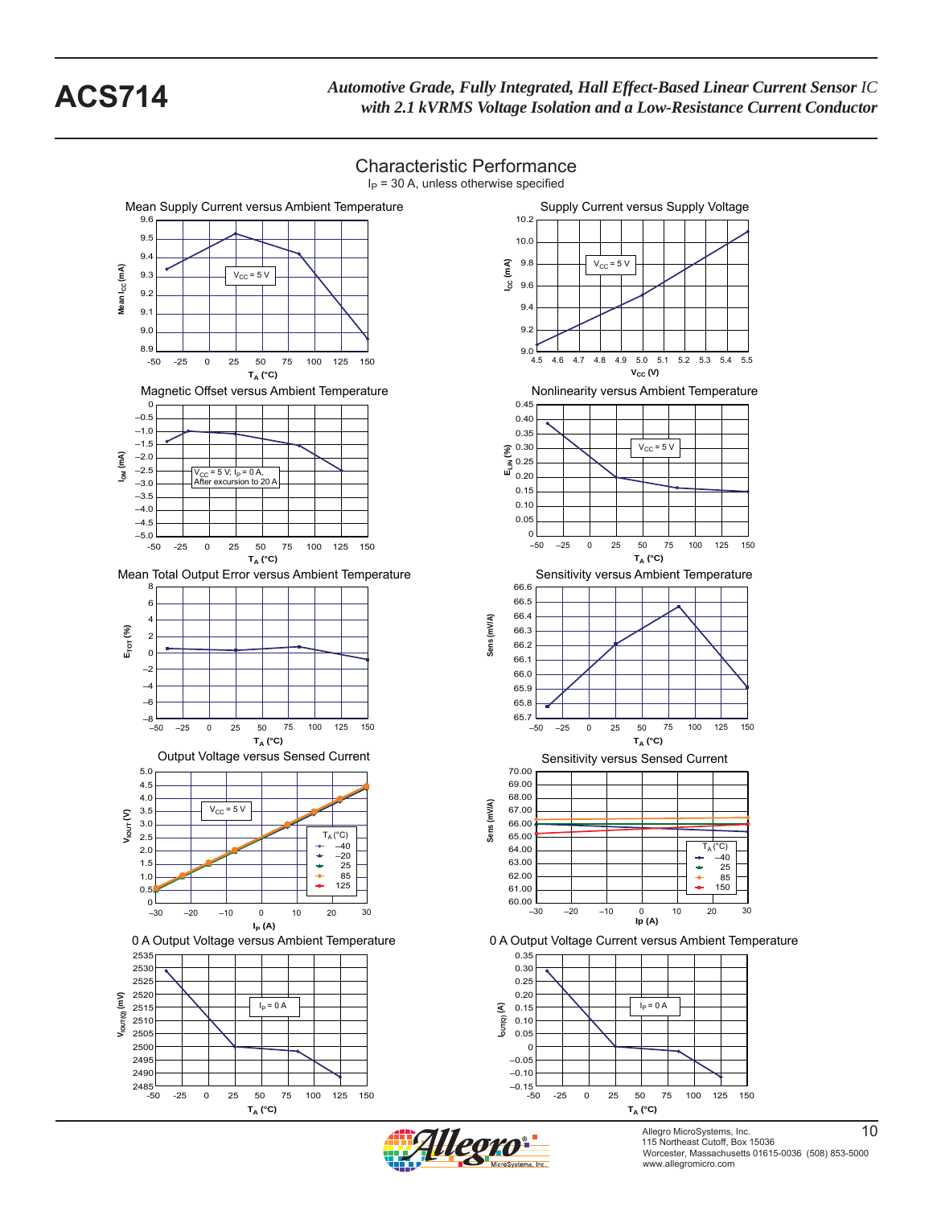## Characteristic Performance

$I_P$ = 30 A, unless otherwise specified

**Mean Supply Current versus Ambient Temperature**

$V_{CC}$ = 5 V

Mean $I_{CC}$ (mA) vs. $T_A$ (°C)

**Supply Current versus Supply Voltage**

$V_{CC}$ = 5 V

$I_{CC}$ (mA) vs. $V_{CC}$ (V)

**Magnetic Offset versus Ambient Temperature**

$V_{CC}$ = 5 V; $I_P$ = 0 A, After excursion to 20 A

$I_{OM}$ (mA) vs. $T_A$ (°C)

**Nonlinearity versus Ambient Temperature**

$V_{CC}$ = 5 V

$E_{LIN}$ (%) vs. $T_A$ (°C)

**Mean Total Output Error versus Ambient Temperature**

$E_{TOT}$ (%) vs. $T_A$ (°C)

**Sensitivity versus Ambient Temperature**

Sens (mV/A) vs. $T_A$ (°C)

**Output Voltage versus Sensed Current**

$V_{CC}$ = 5 V

$T_A$ (°C): –40, –20, 25, 85, 125

$V_{IOUT}$ (V) vs. $I_P$ (A)

**Sensitivity versus Sensed Current**

$T_A$ (°C): –40, 25, 85, 150

Sens (mV/A) vs. Ip (A)

**0 A Output Voltage versus Ambient Temperature**

$I_P$ = 0 A

$V_{IOUT(Q)}$ (mV) vs. $T_A$ (°C)

**0 A Output Voltage Current versus Ambient Temperature**

$I_P$ = 0 A

$I_{OUT(Q)}$ (A) vs. $T_A$ (°C)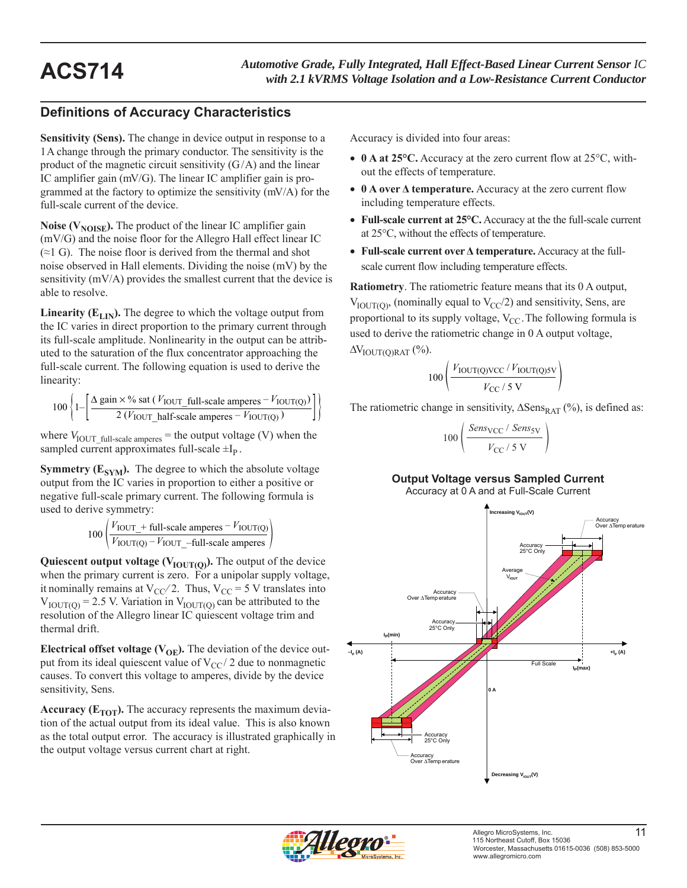## Definitions of Accuracy Characteristics

**Sensitivity (Sens).** The change in device output in response to a 1 A change through the primary conductor. The sensitivity is the product of the magnetic circuit sensitivity (G / A) and the linear IC amplifier gain (mV/G). The linear IC amplifier gain is programmed at the factory to optimize the sensitivity (mV/A) for the full-scale current of the device.

**Noise ($V_{NOISE}$).** The product of the linear IC amplifier gain (mV/G) and the noise floor for the Allegro Hall effect linear IC (≈1 G). The noise floor is derived from the thermal and shot noise observed in Hall elements. Dividing the noise (mV) by the sensitivity (mV/A) provides the smallest current that the device is able to resolve.

**Linearity ($E_{LIN}$).** The degree to which the voltage output from the IC varies in direct proportion to the primary current through its full-scale amplitude. Nonlinearity in the output can be attributed to the saturation of the flux concentrator approaching the full-scale current. The following equation is used to derive the linearity:

$$100 \left\{ 1 - \left[ \frac{\Delta \text{ gain} \times \% \text{ sat } (V_{\text{IOUT\_full-scale amperes}} - V_{\text{IOUT(Q)}})}{2\,(V_{\text{IOUT\_half-scale amperes}} - V_{\text{IOUT(Q)}})} \right] \right\}$$

where $V_{\text{IOUT\_full-scale amperes}}$ = the output voltage (V) when the sampled current approximates full-scale $\pm I_P$ .

**Symmetry ($E_{SYM}$).** The degree to which the absolute voltage output from the IC varies in proportion to either a positive or negative full-scale primary current. The following formula is used to derive symmetry:

$$100 \left( \frac{V_{\text{IOUT\_+ full-scale amperes}} - V_{\text{IOUT(Q)}}}{V_{\text{IOUT(Q)}} - V_{\text{IOUT\_–full-scale amperes}}} \right)$$

**Quiescent output voltage ($V_{IOUT(Q)}$).** The output of the device when the primary current is zero. For a unipolar supply voltage, it nominally remains at $V_{CC}/2$. Thus, $V_{CC}$ = 5 V translates into $V_{IOUT(Q)}$ = 2.5 V. Variation in $V_{IOUT(Q)}$ can be attributed to the resolution of the Allegro linear IC quiescent voltage trim and thermal drift.

**Electrical offset voltage ($V_{OE}$).** The deviation of the device output from its ideal quiescent value of $V_{CC}/2$ due to nonmagnetic causes. To convert this voltage to amperes, divide by the device sensitivity, Sens.

**Accuracy ($E_{TOT}$).** The accuracy represents the maximum deviation of the actual output from its ideal value. This is also known as the total output error. The accuracy is illustrated graphically in the output voltage versus current chart at right.

Accuracy is divided into four areas:

- **0 A at 25°C.** Accuracy at the zero current flow at 25°C, without the effects of temperature.
- **0 A over Δ temperature.** Accuracy at the zero current flow including temperature effects.
- **Full-scale current at 25°C.** Accuracy at the the full-scale current at 25°C, without the effects of temperature.
- **Full-scale current over Δ temperature.** Accuracy at the full-scale current flow including temperature effects.

**Ratiometry**. The ratiometric feature means that its 0 A output, $V_{IOUT(Q)}$, (nominally equal to $V_{CC}/2$) and sensitivity, Sens, are proportional to its supply voltage, $V_{CC}$. The following formula is used to derive the ratiometric change in 0 A output voltage, $\Delta V_{IOUT(Q)RAT}$ (%).

$$100 \left( \frac{V_{\text{IOUT(Q)VCC}} / V_{\text{IOUT(Q)5V}}}{V_{CC} / 5\text{ V}} \right)$$

The ratiometric change in sensitivity, $\Delta Sens_{RAT}$ (%), is defined as:

$$100 \left( \frac{Sens_{VCC} / Sens_{5V}}{V_{CC} / 5\text{ V}} \right)$$

**Output Voltage versus Sampled Current**
Accuracy at 0 A and at Full-Scale Current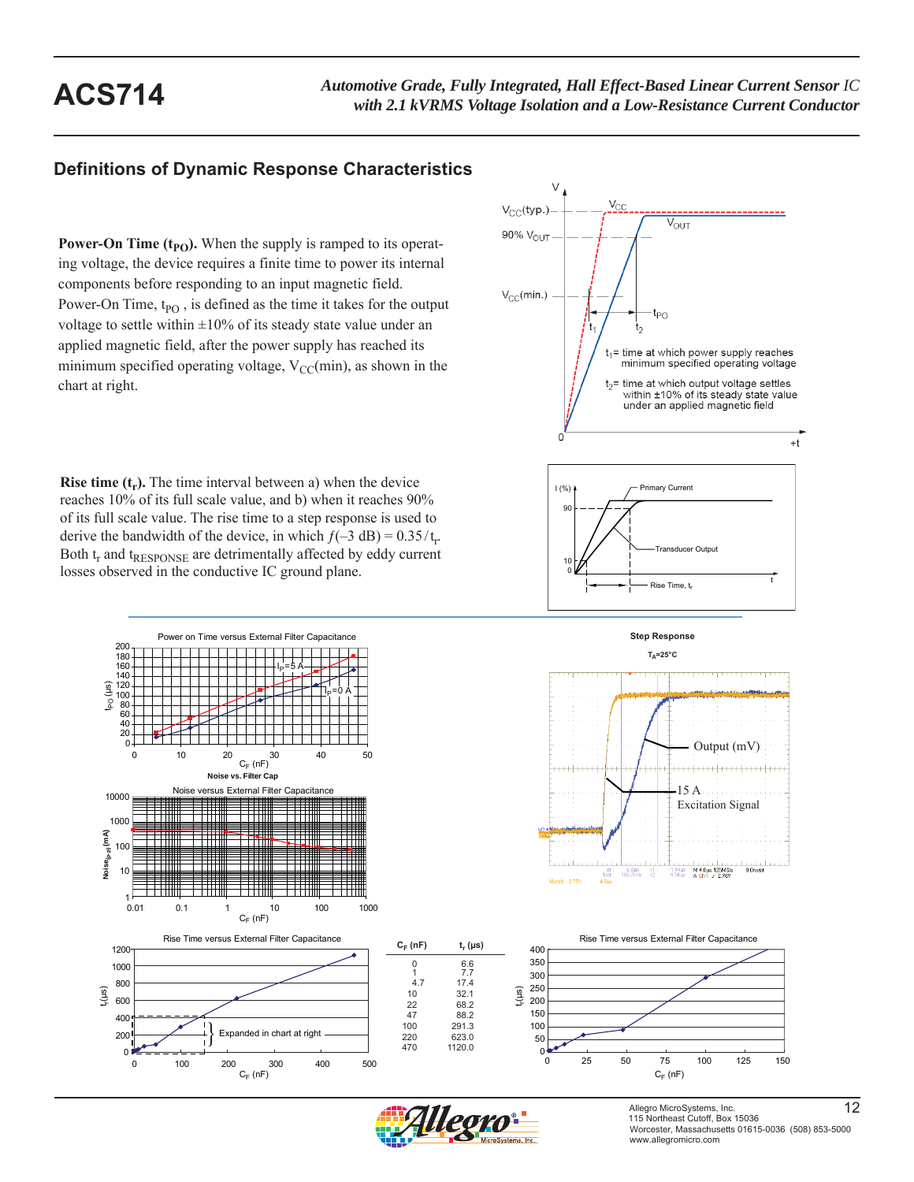## Definitions of Dynamic Response Characteristics

**Power-On Time ($t_{PO}$).** When the supply is ramped to its operating voltage, the device requires a finite time to power its internal components before responding to an input magnetic field. Power-On Time, $t_{PO}$ , is defined as the time it takes for the output voltage to settle within ±10% of its steady state value under an applied magnetic field, after the power supply has reached its minimum specified operating voltage, $V_{CC}$(min), as shown in the chart at right.

$t_1$ = time at which power supply reaches minimum specified operating voltage

$t_2$ = time at which output voltage settles within ±10% of its steady state value under an applied magnetic field

**Rise time ($t_r$).** The time interval between a) when the device reaches 10% of its full scale value, and b) when it reaches 90% of its full scale value. The rise time to a step response is used to derive the bandwidth of the device, in which $f(–3\text{ dB}) = 0.35 / t_r$. Both $t_r$ and $t_{RESPONSE}$ are detrimentally affected by eddy current losses observed in the conductive IC ground plane.

Power on Time versus External Filter Capacitance

Noise versus External Filter Capacitance

Step Response

$T_A$=25°C

Rise Time versus External Filter Capacitance

| $C_F$ (nF) | $t_r$ (µs) |
|---|---|
| 0 | 6.6 |
| 1 | 7.7 |
| 4.7 | 17.4 |
| 10 | 32.1 |
| 22 | 68.2 |
| 47 | 88.2 |
| 100 | 291.3 |
| 220 | 623.0 |
| 470 | 1120.0 |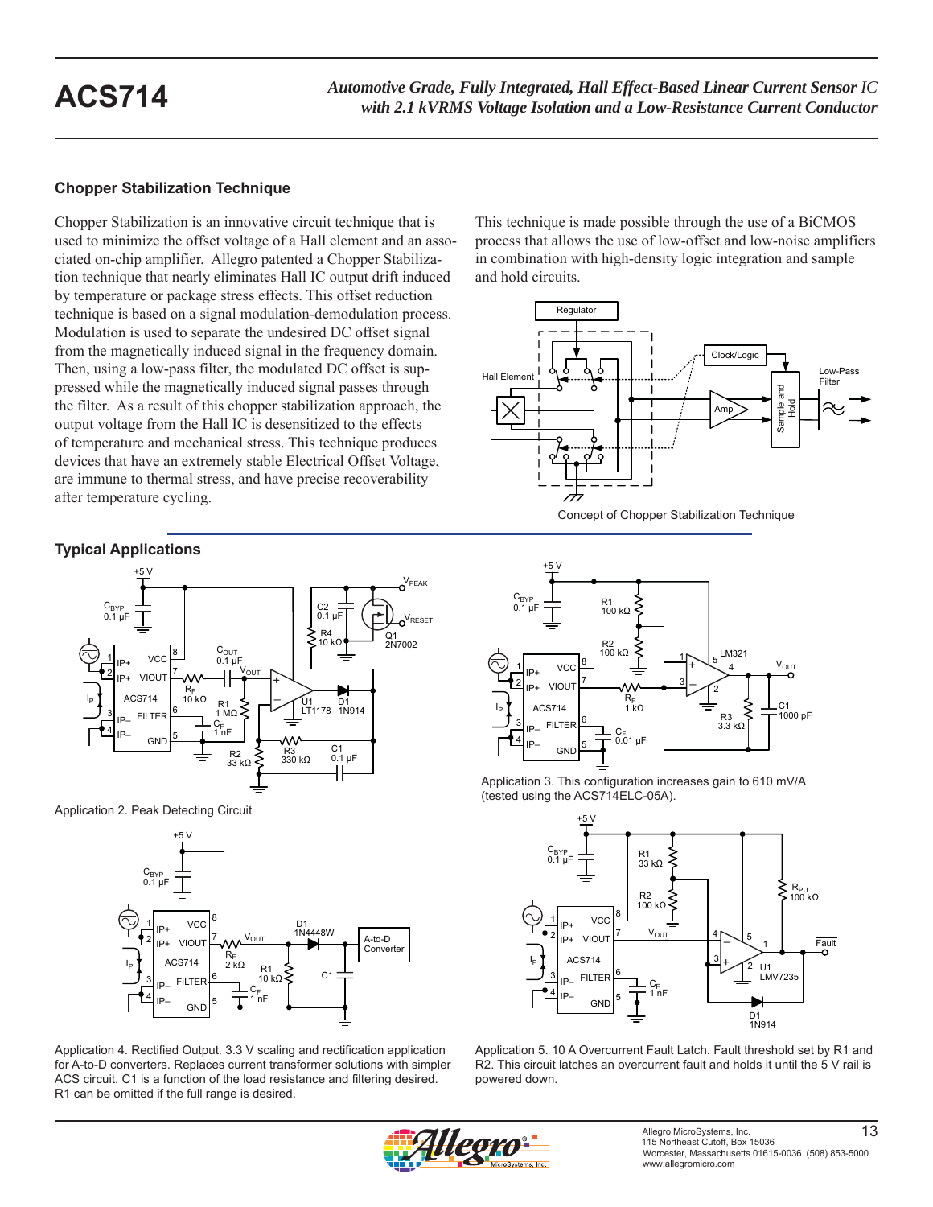## Chopper Stabilization Technique

Chopper Stabilization is an innovative circuit technique that is used to minimize the offset voltage of a Hall element and an associated on-chip amplifier. Allegro patented a Chopper Stabilization technique that nearly eliminates Hall IC output drift induced by temperature or package stress effects. This offset reduction technique is based on a signal modulation-demodulation process. Modulation is used to separate the undesired DC offset signal from the magnetically induced signal in the frequency domain. Then, using a low-pass filter, the modulated DC offset is suppressed while the magnetically induced signal passes through the filter. As a result of this chopper stabilization approach, the output voltage from the Hall IC is desensitized to the effects of temperature and mechanical stress. This technique produces devices that have an extremely stable Electrical Offset Voltage, are immune to thermal stress, and have precise recoverability after temperature cycling.

This technique is made possible through the use of a BiCMOS process that allows the use of low-offset and low-noise amplifiers in combination with high-density logic integration and sample and hold circuits.

Concept of Chopper Stabilization Technique

## Typical Applications

Application 2. Peak Detecting Circuit

Application 3. This configuration increases gain to 610 mV/A (tested using the ACS714ELC-05A).

Application 4. Rectified Output. 3.3 V scaling and rectification application for A-to-D converters. Replaces current transformer solutions with simpler ACS circuit. C1 is a function of the load resistance and filtering desired. R1 can be omitted if the full range is desired.

Application 5. 10 A Overcurrent Fault Latch. Fault threshold set by R1 and R2. This circuit latches an overcurrent fault and holds it until the 5 V rail is powered down.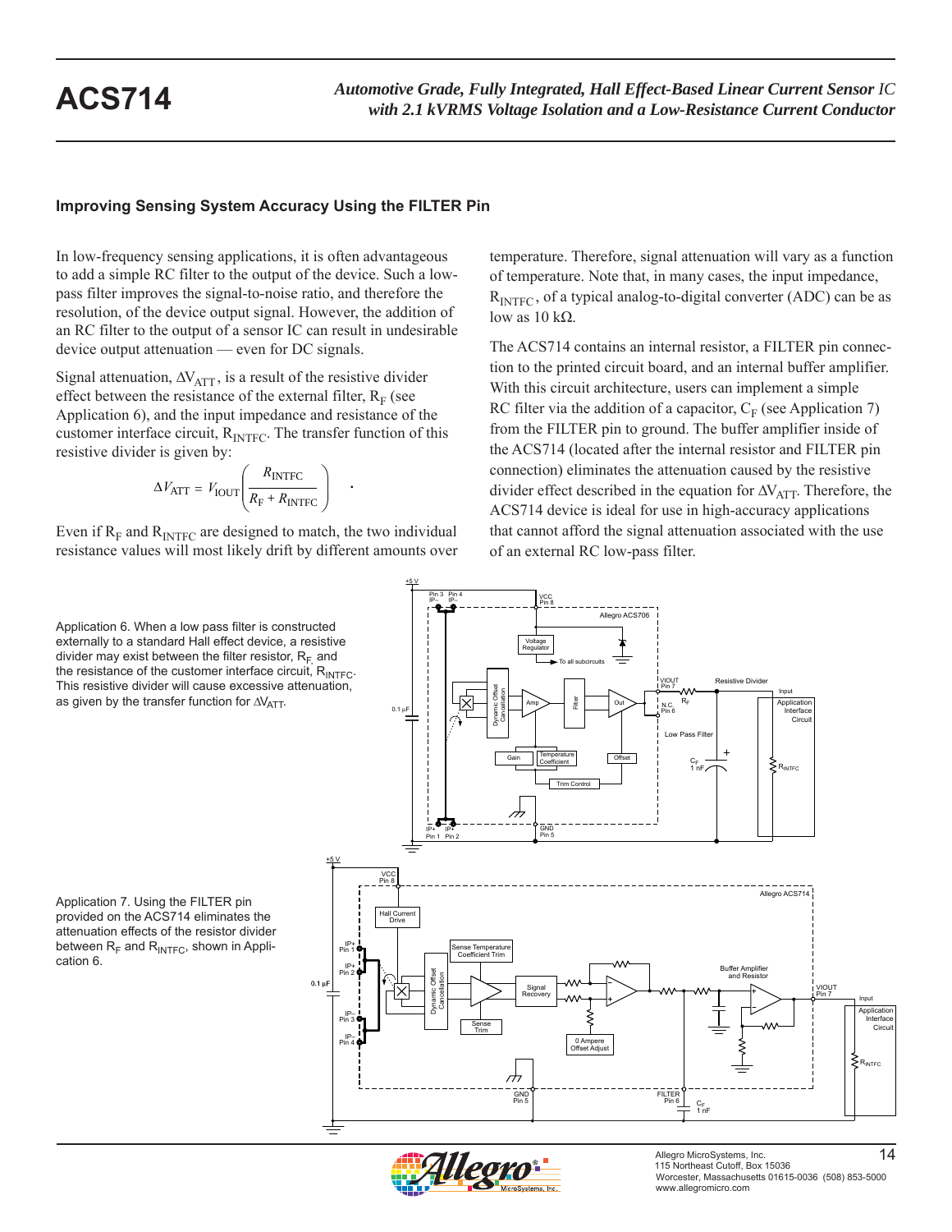## Improving Sensing System Accuracy Using the FILTER Pin

In low-frequency sensing applications, it is often advantageous to add a simple RC filter to the output of the device. Such a low-pass filter improves the signal-to-noise ratio, and therefore the resolution, of the device output signal. However, the addition of an RC filter to the output of a sensor IC can result in undesirable device output attenuation — even for DC signals.

Signal attenuation, $\Delta V_{ATT}$, is a result of the resistive divider effect between the resistance of the external filter, $R_F$ (see Application 6), and the input impedance and resistance of the customer interface circuit, $R_{INTFC}$. The transfer function of this resistive divider is given by:

$$\Delta V_{ATT} = V_{IOUT}\left(\frac{R_{INTFC}}{R_F + R_{INTFC}}\right) .$$

Even if $R_F$ and $R_{INTFC}$ are designed to match, the two individual resistance values will most likely drift by different amounts over temperature. Therefore, signal attenuation will vary as a function of temperature. Note that, in many cases, the input impedance, $R_{INTFC}$, of a typical analog-to-digital converter (ADC) can be as low as 10 kΩ.

The ACS714 contains an internal resistor, a FILTER pin connection to the printed circuit board, and an internal buffer amplifier. With this circuit architecture, users can implement a simple RC filter via the addition of a capacitor, $C_F$ (see Application 7) from the FILTER pin to ground. The buffer amplifier inside of the ACS714 (located after the internal resistor and FILTER pin connection) eliminates the attenuation caused by the resistive divider effect described in the equation for $\Delta V_{ATT}$. Therefore, the ACS714 device is ideal for use in high-accuracy applications that cannot afford the signal attenuation associated with the use of an external RC low-pass filter.

Application 6. When a low pass filter is constructed externally to a standard Hall effect device, a resistive divider may exist between the filter resistor, $R_F$, and the resistance of the customer interface circuit, $R_{INTFC}$. This resistive divider will cause excessive attenuation, as given by the transfer function for $\Delta V_{ATT}$.

Application 7. Using the FILTER pin provided on the ACS714 eliminates the attenuation effects of the resistor divider between $R_F$ and $R_{INTFC}$, shown in Application 6.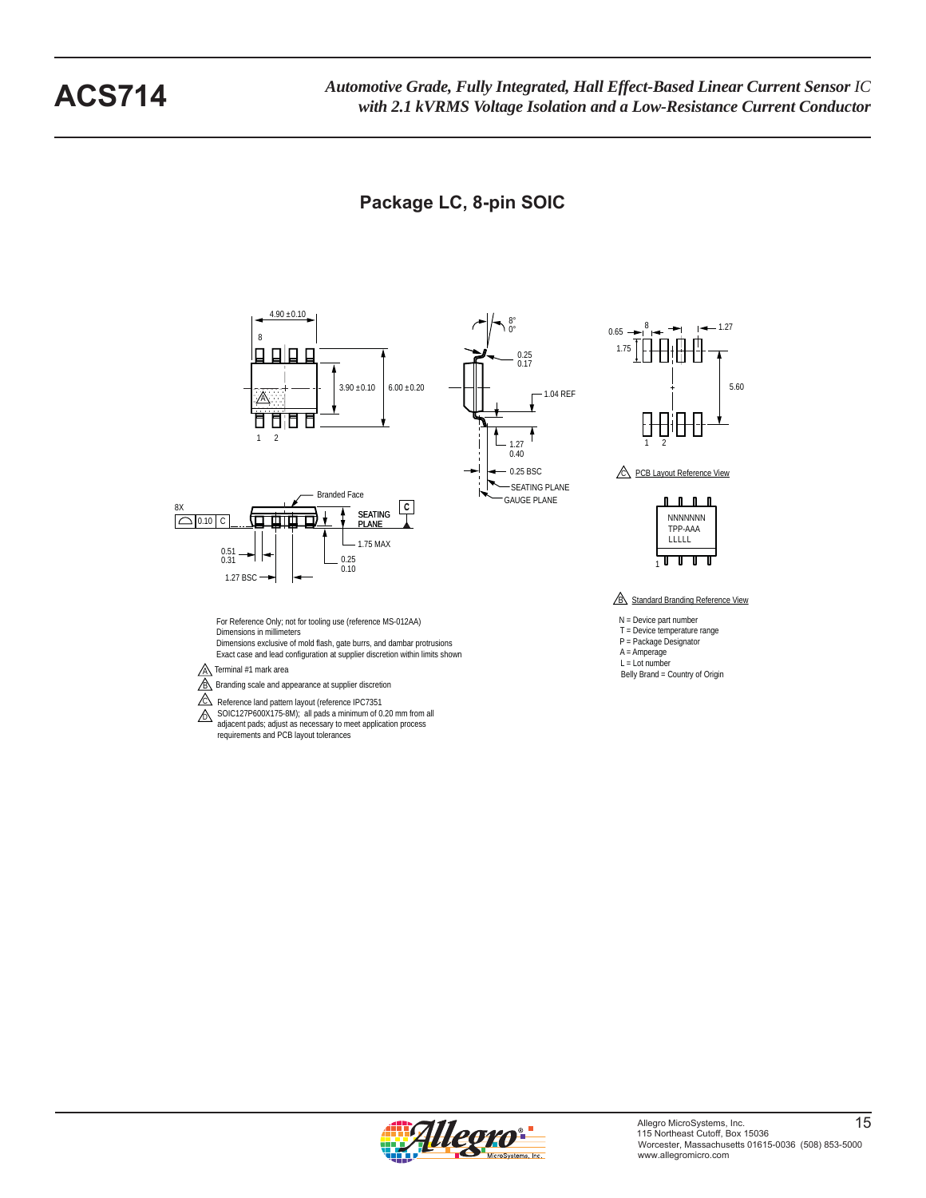## Package LC, 8-pin SOIC

4.90 ±0.10

8

3.90 ±0.10

6.00 ±0.20

A

1 2

8°
0°

0.25
0.17

1.04 REF

1.27
0.40

0.25 BSC

SEATING PLANE

GAUGE PLANE

0.65

8

1.27

1.75

5.60

1 2

C PCB Layout Reference View

Branded Face

8X

0.10 C

C

SEATING PLANE

1.75 MAX

0.51
0.31

0.25
0.10

1.27 BSC

NNNNNNN
TPP-AAA
LLLLL

1

B Standard Branding Reference View

N = Device part number
T = Device temperature range
P = Package Designator
A = Amperage
L = Lot number
Belly Brand = Country of Origin

For Reference Only; not for tooling use (reference MS-012AA)
Dimensions in millimeters
Dimensions exclusive of mold flash, gate burrs, and dambar protrusions
Exact case and lead configuration at supplier discretion within limits shown

A Terminal #1 mark area

B Branding scale and appearance at supplier discretion

C Reference land pattern layout (reference IPC7351 SOIC127P600X175-8M); all pads a minimum of 0.20 mm from all adjacent pads; adjust as necessary to meet application process requirements and PCB layout tolerances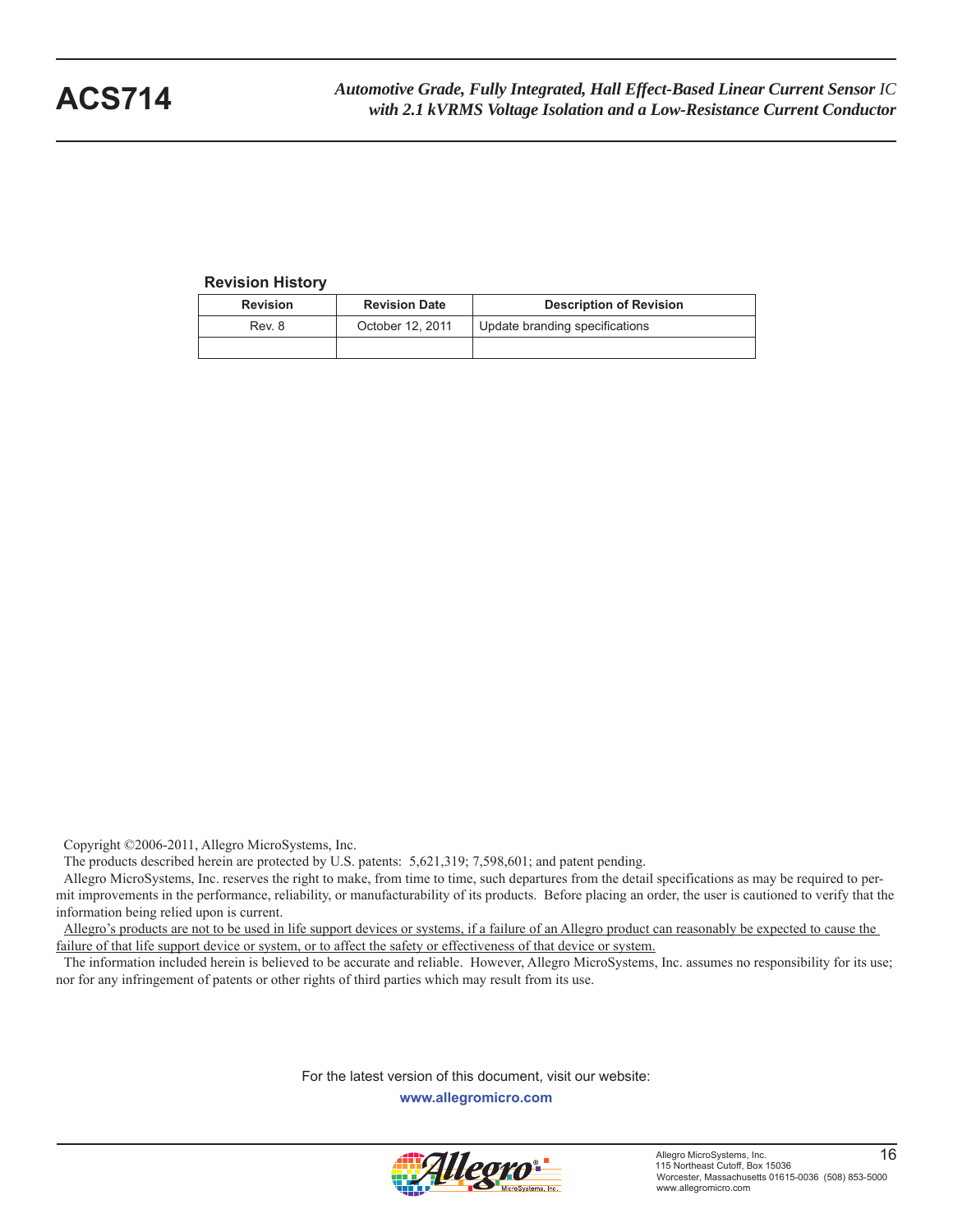## Revision History

| Revision | Revision Date | Description of Revision |
|---|---|---|
| Rev. 8 | October 12, 2011 | Update branding specifications |
| | | |

Copyright ©2006-2011, Allegro MicroSystems, Inc.

The products described herein are protected by U.S. patents: 5,621,319; 7,598,601; and patent pending.

Allegro MicroSystems, Inc. reserves the right to make, from time to time, such departures from the detail specifications as may be required to permit improvements in the performance, reliability, or manufacturability of its products. Before placing an order, the user is cautioned to verify that the information being relied upon is current.

Allegro's products are not to be used in life support devices or systems, if a failure of an Allegro product can reasonably be expected to cause the failure of that life support device or system, or to affect the safety or effectiveness of that device or system.

The information included herein is believed to be accurate and reliable. However, Allegro MicroSystems, Inc. assumes no responsibility for its use; nor for any infringement of patents or other rights of third parties which may result from its use.

For the latest version of this document, visit our website:

**www.allegromicro.com**